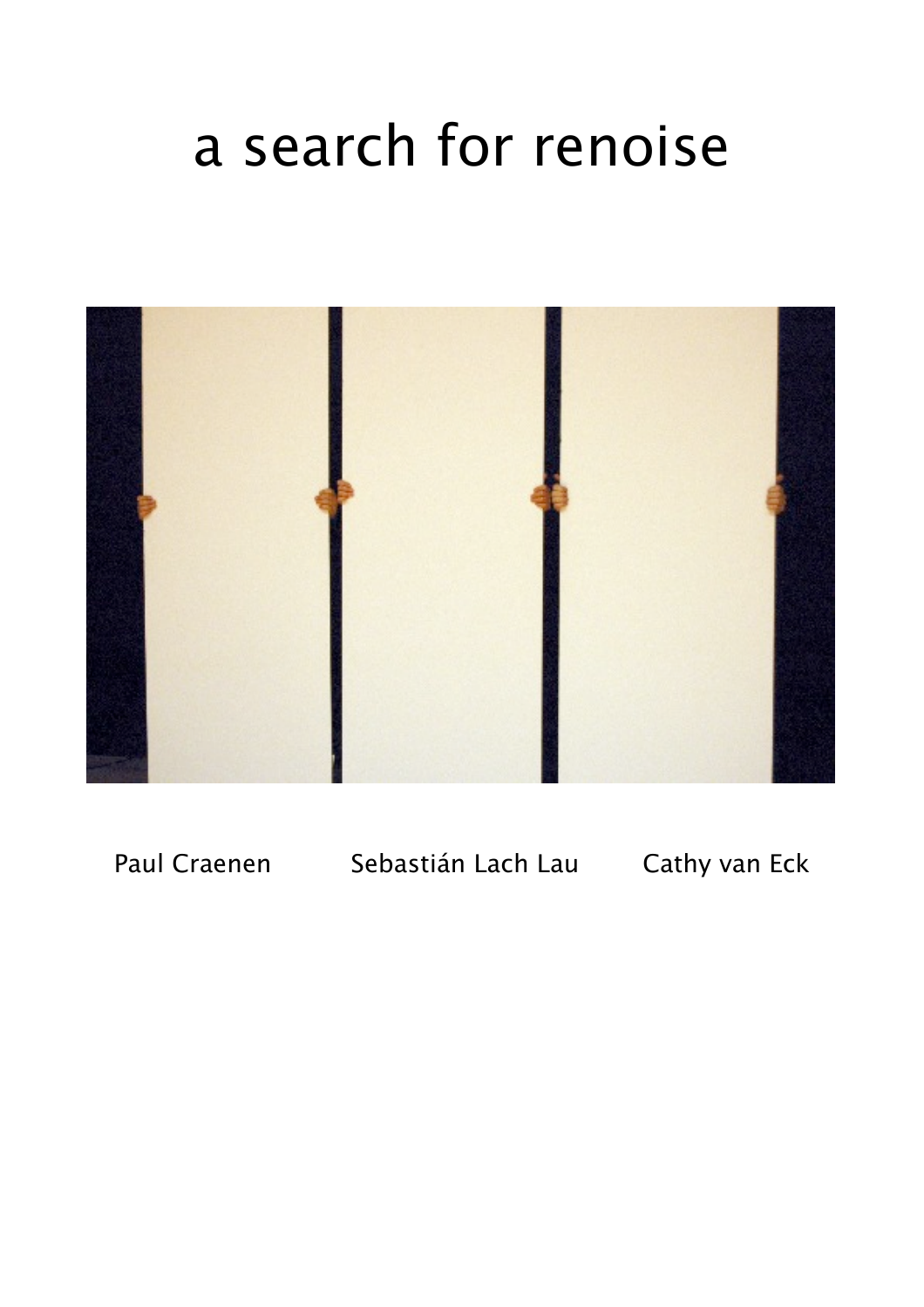# a search for renoise

Paul Craenen  Sebastián Lach Lau  Cathy van Eck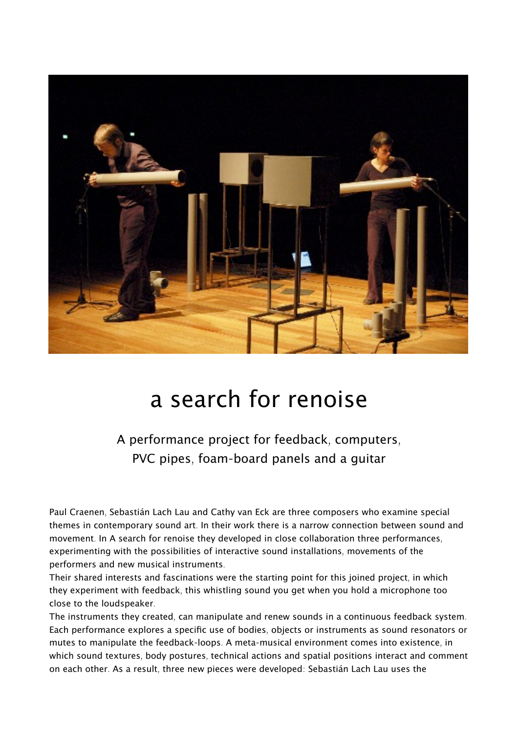# a search for renoise

## A performance project for feedback, computers, PVC pipes, foam-board panels and a guitar

Paul Craenen, Sebastián Lach Lau and Cathy van Eck are three composers who examine special themes in contemporary sound art. In their work there is a narrow connection between sound and movement. In A search for renoise they developed in close collaboration three performances, experimenting with the possibilities of interactive sound installations, movements of the performers and new musical instruments.

Their shared interests and fascinations were the starting point for this joined project, in which they experiment with feedback, this whistling sound you get when you hold a microphone too close to the loudspeaker.

The instruments they created, can manipulate and renew sounds in a continuous feedback system. Each performance explores a specific use of bodies, objects or instruments as sound resonators or mutes to manipulate the feedback-loops. A meta-musical environment comes into existence, in which sound textures, body postures, technical actions and spatial positions interact and comment on each other. As a result, three new pieces were developed: Sebastián Lach Lau uses the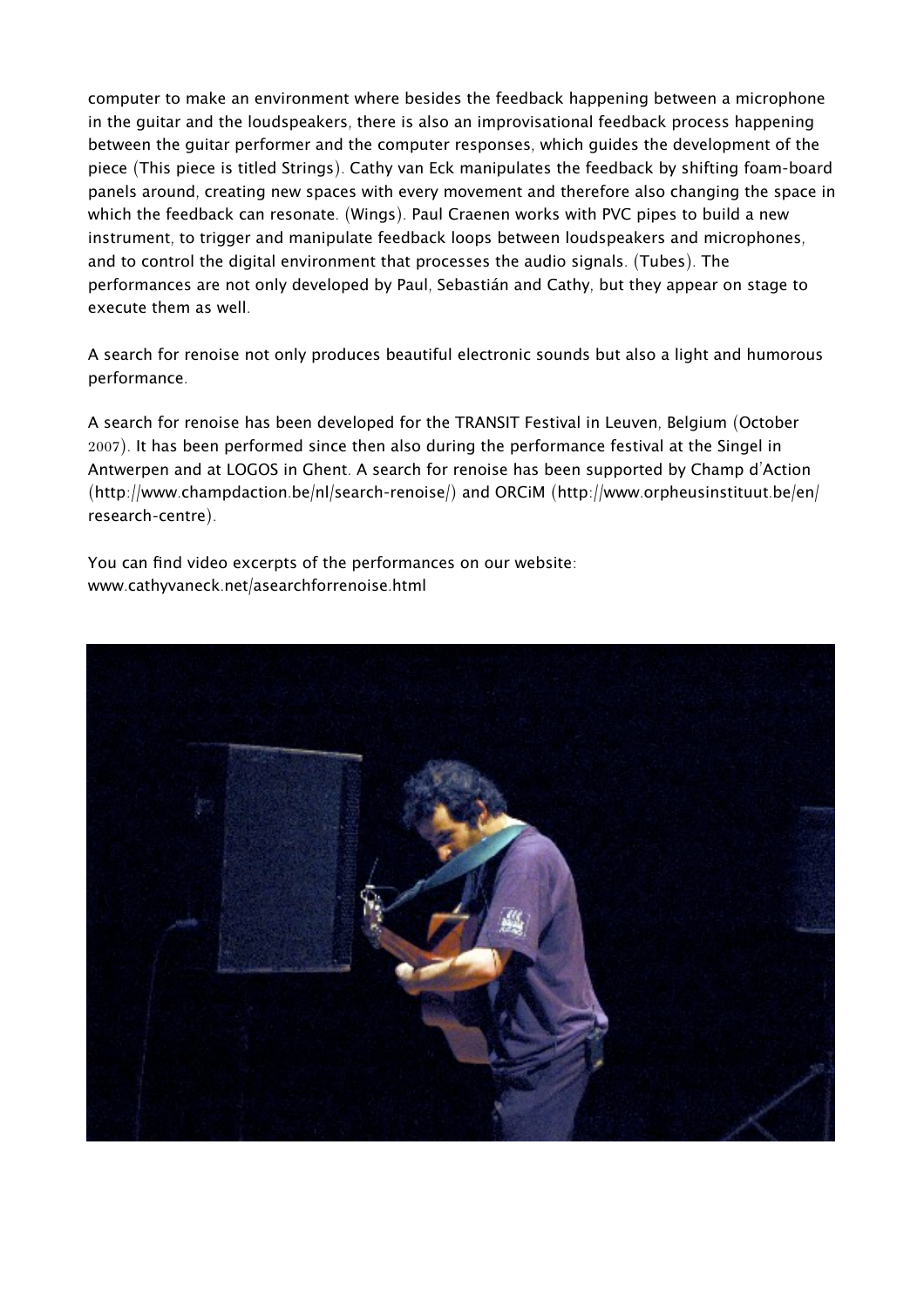computer to make an environment where besides the feedback happening between a microphone in the guitar and the loudspeakers, there is also an improvisational feedback process happening between the guitar performer and the computer responses, which guides the development of the piece (This piece is titled Strings). Cathy van Eck manipulates the feedback by shifting foam-board panels around, creating new spaces with every movement and therefore also changing the space in which the feedback can resonate. (Wings). Paul Craenen works with PVC pipes to build a new instrument, to trigger and manipulate feedback loops between loudspeakers and microphones, and to control the digital environment that processes the audio signals. (Tubes). The performances are not only developed by Paul, Sebastián and Cathy, but they appear on stage to execute them as well.

A search for renoise not only produces beautiful electronic sounds but also a light and humorous performance.

A search for renoise has been developed for the TRANSIT Festival in Leuven, Belgium (October 2007). It has been performed since then also during the performance festival at the Singel in Antwerpen and at LOGOS in Ghent. A search for renoise has been supported by Champ d'Action (http://www.champdaction.be/nl/search-renoise/) and ORCiM (http://www.orpheusinstituut.be/en/research-centre).

You can find video excerpts of the performances on our website:
www.cathyvaneck.net/asearchforrenoise.html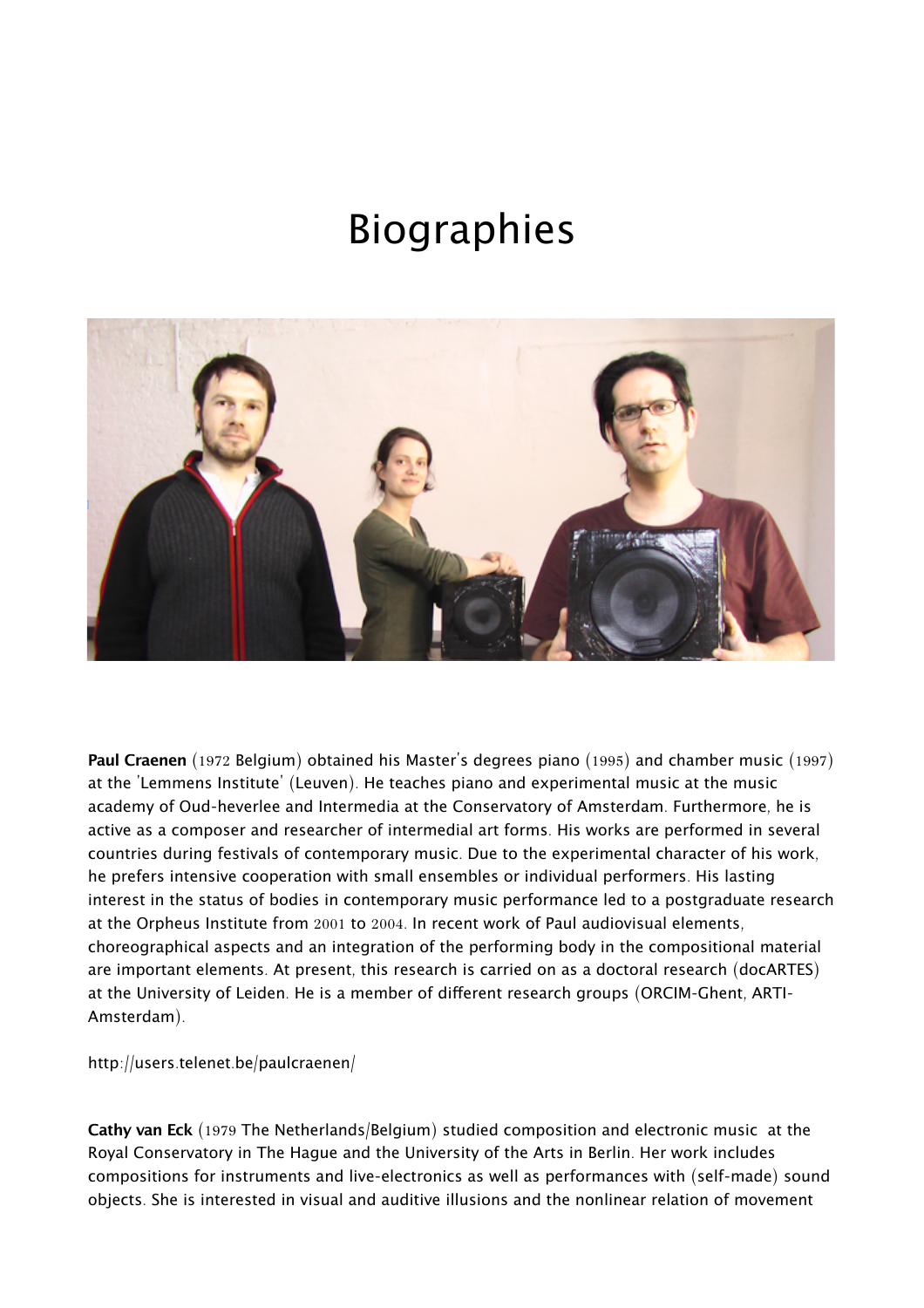# Biographies

**Paul Craenen** (1972 Belgium) obtained his Master's degrees piano (1995) and chamber music (1997) at the 'Lemmens Institute' (Leuven). He teaches piano and experimental music at the music academy of Oud-heverlee and Intermedia at the Conservatory of Amsterdam. Furthermore, he is active as a composer and researcher of intermedial art forms. His works are performed in several countries during festivals of contemporary music. Due to the experimental character of his work, he prefers intensive cooperation with small ensembles or individual performers. His lasting interest in the status of bodies in contemporary music performance led to a postgraduate research at the Orpheus Institute from 2001 to 2004. In recent work of Paul audiovisual elements, choreographical aspects and an integration of the performing body in the compositional material are important elements. At present, this research is carried on as a doctoral research (docARTES) at the University of Leiden. He is a member of different research groups (ORCIM-Ghent, ARTI-Amsterdam).

http://users.telenet.be/paulcraenen/

**Cathy van Eck** (1979 The Netherlands/Belgium) studied composition and electronic music at the Royal Conservatory in The Hague and the University of the Arts in Berlin. Her work includes compositions for instruments and live-electronics as well as performances with (self-made) sound objects. She is interested in visual and auditive illusions and the nonlinear relation of movement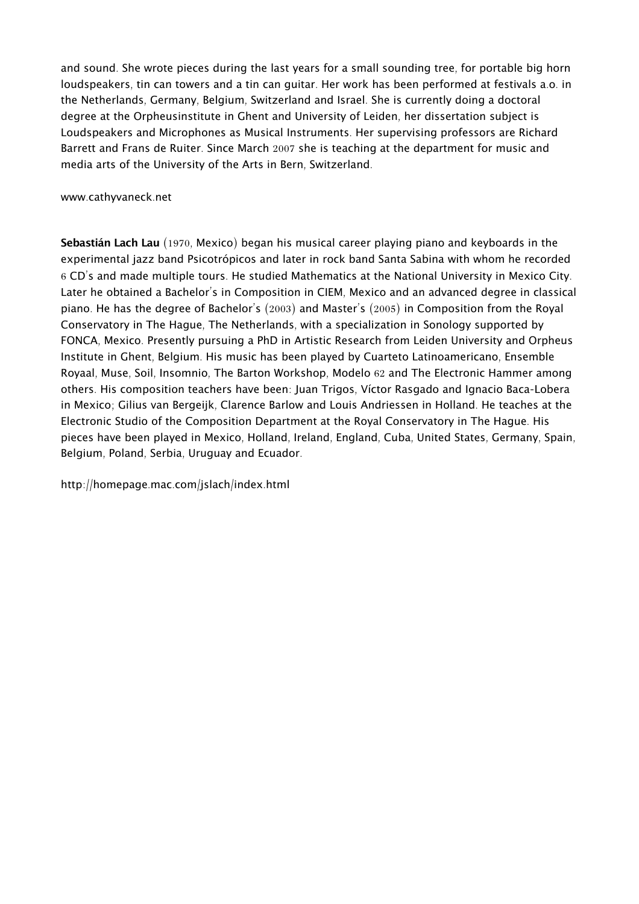and sound. She wrote pieces during the last years for a small sounding tree, for portable big horn loudspeakers, tin can towers and a tin can guitar. Her work has been performed at festivals a.o. in the Netherlands, Germany, Belgium, Switzerland and Israel. She is currently doing a doctoral degree at the Orpheusinstitute in Ghent and University of Leiden, her dissertation subject is Loudspeakers and Microphones as Musical Instruments. Her supervising professors are Richard Barrett and Frans de Ruiter. Since March 2007 she is teaching at the department for music and media arts of the University of the Arts in Bern, Switzerland.

www.cathyvaneck.net

**Sebastián Lach Lau** (1970, Mexico) began his musical career playing piano and keyboards in the experimental jazz band Psicotrópicos and later in rock band Santa Sabina with whom he recorded 6 CD's and made multiple tours. He studied Mathematics at the National University in Mexico City. Later he obtained a Bachelor's in Composition in CIEM, Mexico and an advanced degree in classical piano. He has the degree of Bachelor's (2003) and Master's (2005) in Composition from the Royal Conservatory in The Hague, The Netherlands, with a specialization in Sonology supported by FONCA, Mexico. Presently pursuing a PhD in Artistic Research from Leiden University and Orpheus Institute in Ghent, Belgium. His music has been played by Cuarteto Latinoamericano, Ensemble Royaal, Muse, Soil, Insomnio, The Barton Workshop, Modelo 62 and The Electronic Hammer among others. His composition teachers have been: Juan Trigos, Víctor Rasgado and Ignacio Baca-Lobera in Mexico; Gilius van Bergeijk, Clarence Barlow and Louis Andriessen in Holland. He teaches at the Electronic Studio of the Composition Department at the Royal Conservatory in The Hague. His pieces have been played in Mexico, Holland, Ireland, England, Cuba, United States, Germany, Spain, Belgium, Poland, Serbia, Uruguay and Ecuador.

http://homepage.mac.com/jslach/index.html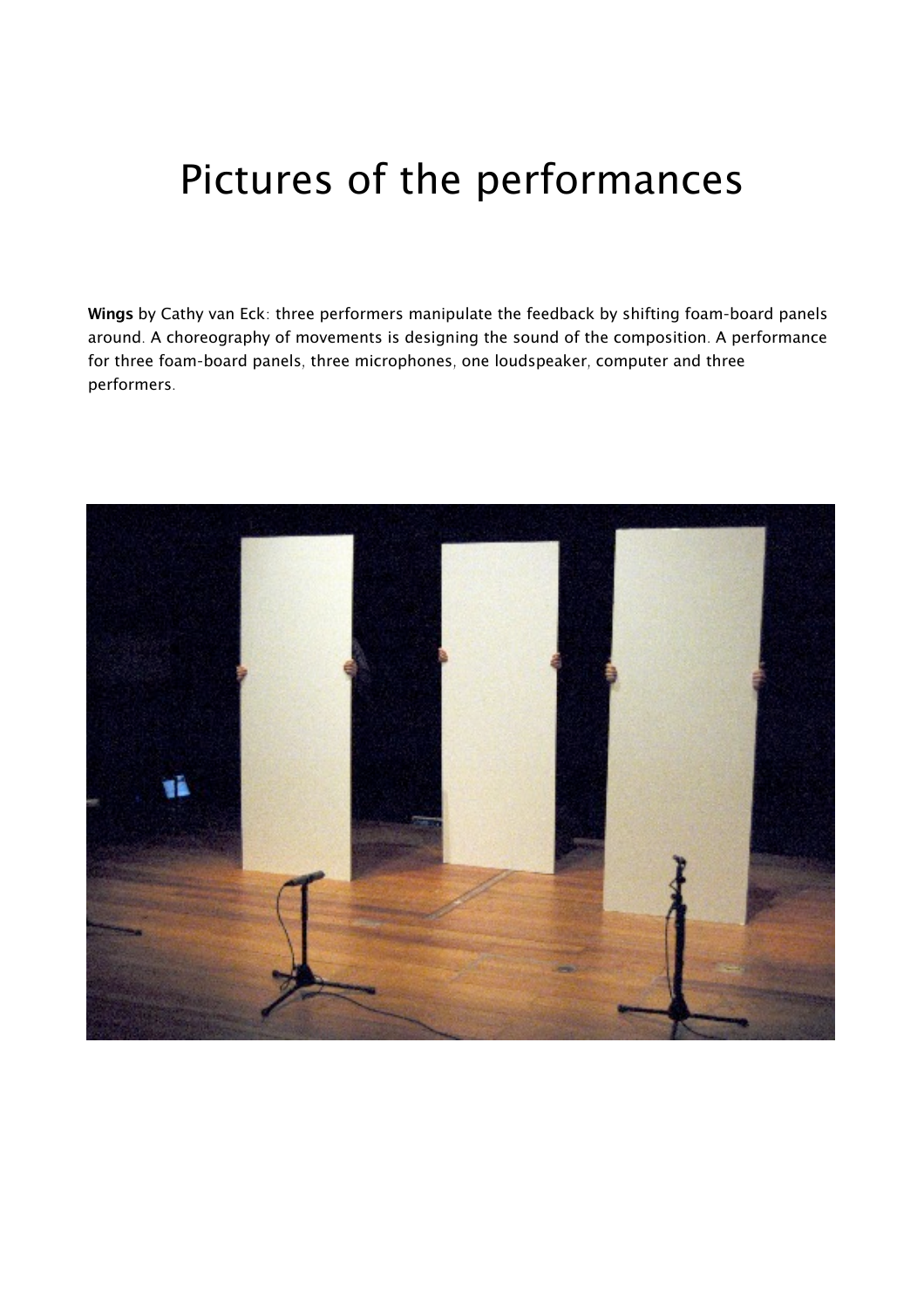# Pictures of the performances

**Wings** by Cathy van Eck: three performers manipulate the feedback by shifting foam-board panels around. A choreography of movements is designing the sound of the composition. A performance for three foam-board panels, three microphones, one loudspeaker, computer and three performers.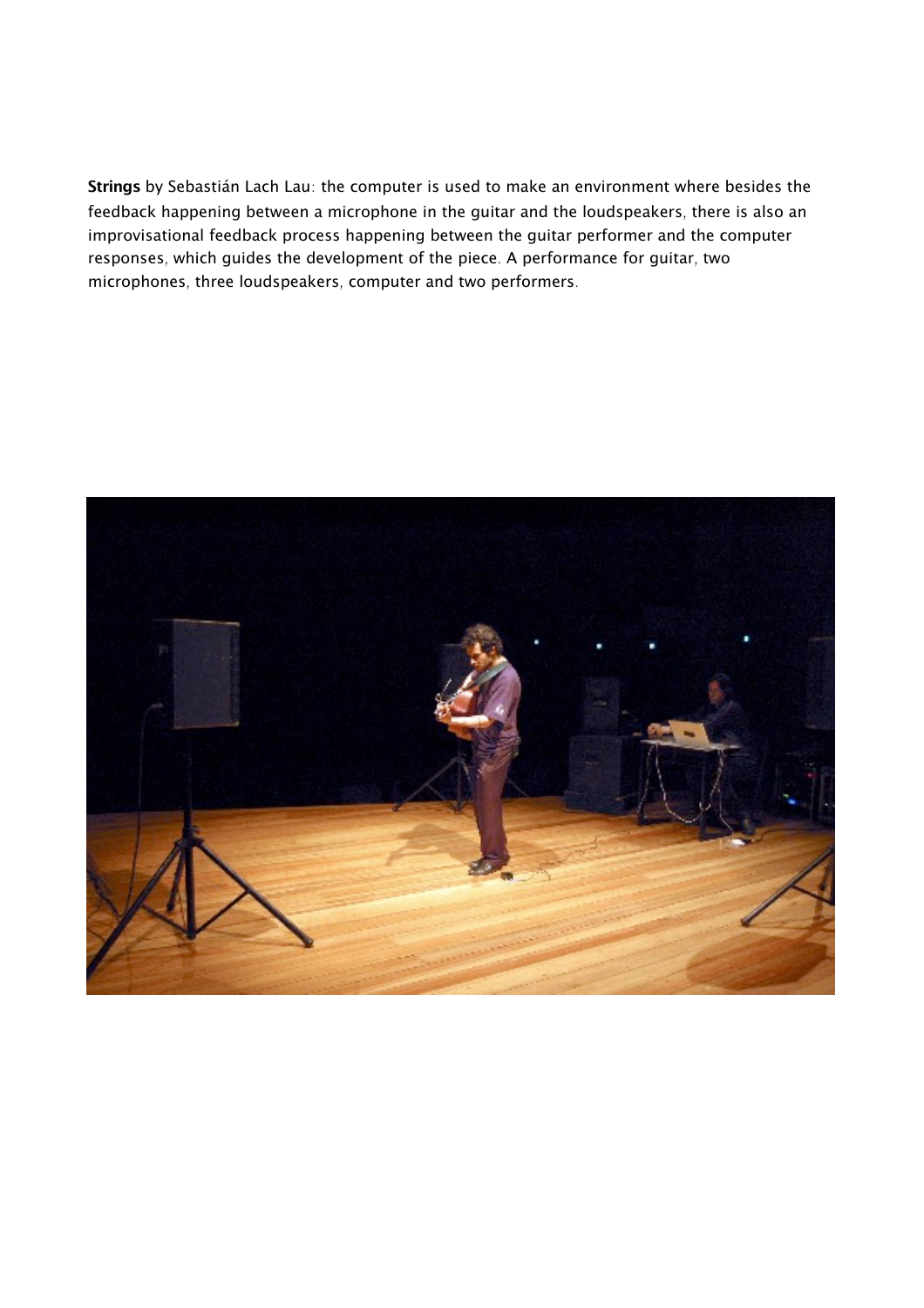**Strings** by Sebastián Lach Lau: the computer is used to make an environment where besides the feedback happening between a microphone in the guitar and the loudspeakers, there is also an improvisational feedback process happening between the guitar performer and the computer responses, which guides the development of the piece. A performance for guitar, two microphones, three loudspeakers, computer and two performers.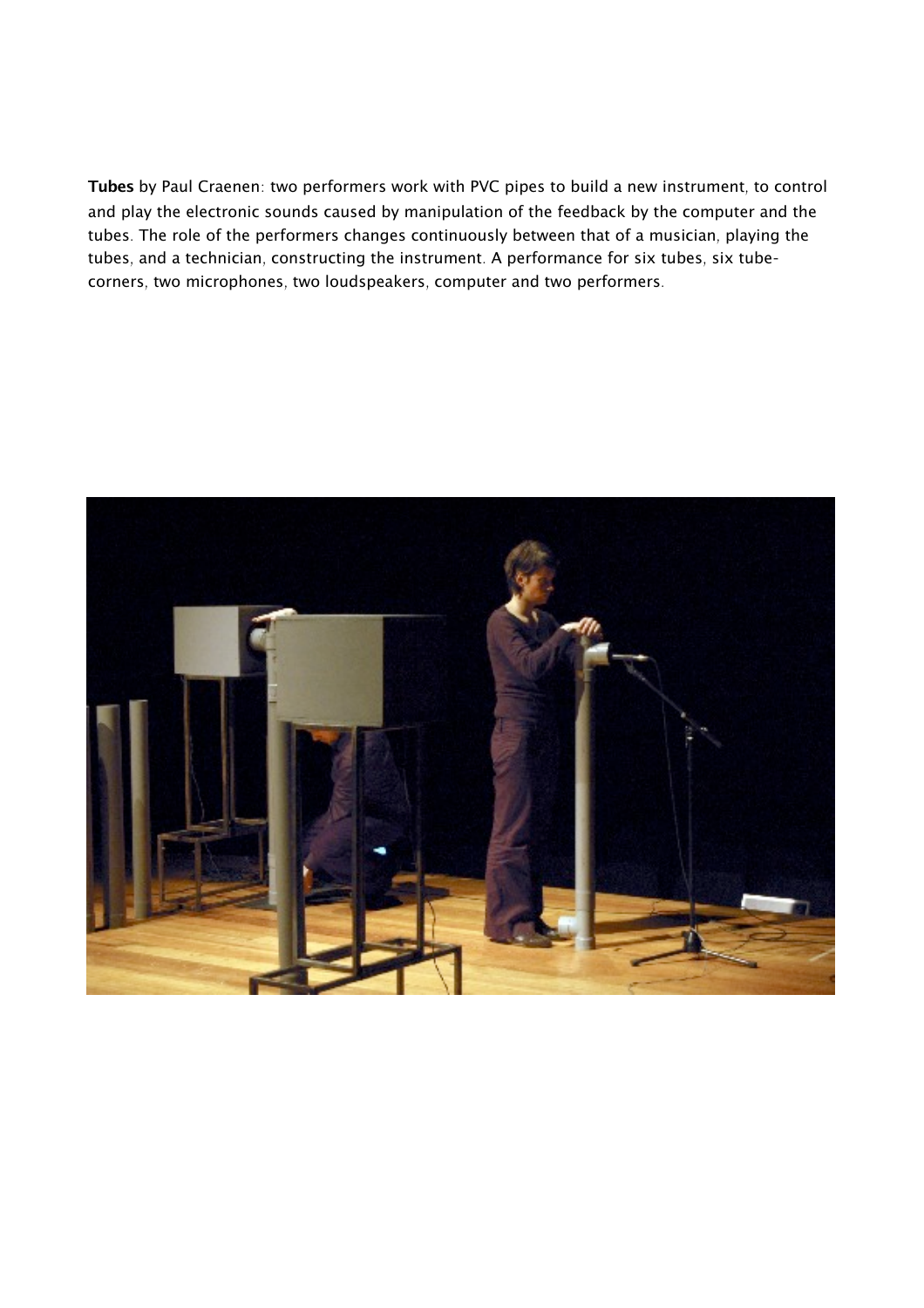**Tubes** by Paul Craenen: two performers work with PVC pipes to build a new instrument, to control and play the electronic sounds caused by manipulation of the feedback by the computer and the tubes. The role of the performers changes continuously between that of a musician, playing the tubes, and a technician, constructing the instrument. A performance for six tubes, six tube-corners, two microphones, two loudspeakers, computer and two performers.